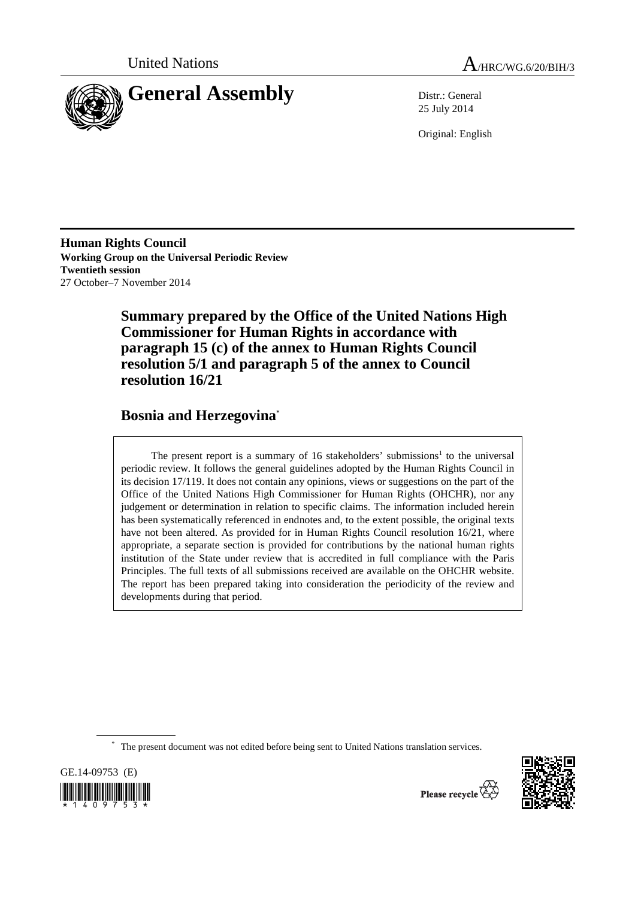United Nations

A/HRC/WG.6/20/BIH/3

# General Assembly

Distr.: General
25 July 2014

Original: English

**Human Rights Council**
**Working Group on the Universal Periodic Review**
**Twentieth session**
27 October–7 November 2014

## Summary prepared by the Office of the United Nations High Commissioner for Human Rights in accordance with paragraph 15 (c) of the annex to Human Rights Council resolution 5/1 and paragraph 5 of the annex to Council resolution 16/21

## Bosnia and Herzegovina*

The present report is a summary of 16 stakeholders' submissions[1] to the universal periodic review. It follows the general guidelines adopted by the Human Rights Council in its decision 17/119. It does not contain any opinions, views or suggestions on the part of the Office of the United Nations High Commissioner for Human Rights (OHCHR), nor any judgement or determination in relation to specific claims. The information included herein has been systematically referenced in endnotes and, to the extent possible, the original texts have not been altered. As provided for in Human Rights Council resolution 16/21, where appropriate, a separate section is provided for contributions by the national human rights institution of the State under review that is accredited in full compliance with the Paris Principles. The full texts of all submissions received are available on the OHCHR website. The report has been prepared taking into consideration the periodicity of the review and developments during that period.

\* The present document was not edited before being sent to United Nations translation services.

GE.14-09753 (E)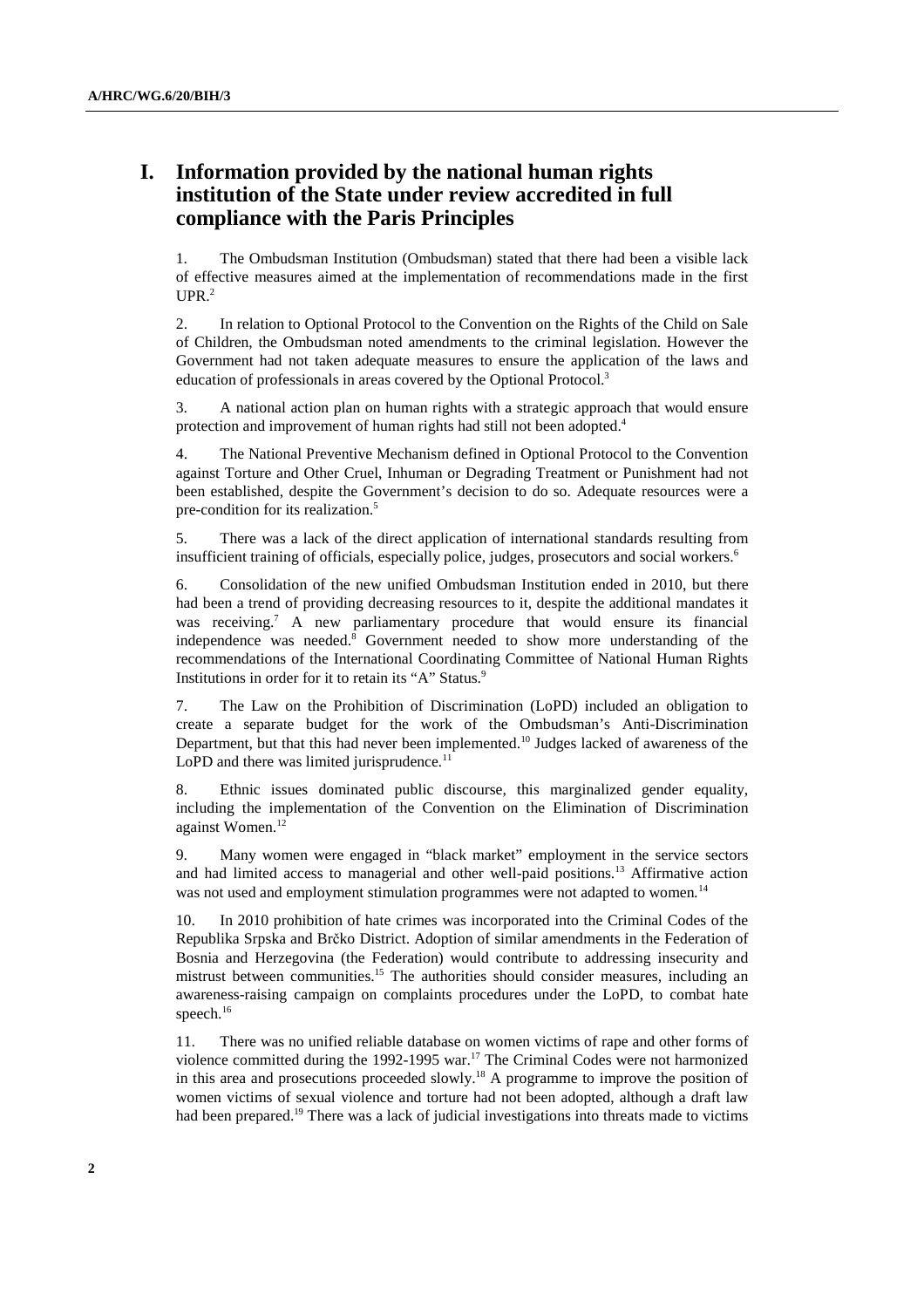# I. Information provided by the national human rights institution of the State under review accredited in full compliance with the Paris Principles

1. The Ombudsman Institution (Ombudsman) stated that there had been a visible lack of effective measures aimed at the implementation of recommendations made in the first UPR.[2]

2. In relation to Optional Protocol to the Convention on the Rights of the Child on Sale of Children, the Ombudsman noted amendments to the criminal legislation. However the Government had not taken adequate measures to ensure the application of the laws and education of professionals in areas covered by the Optional Protocol.[3]

3. A national action plan on human rights with a strategic approach that would ensure protection and improvement of human rights had still not been adopted.[4]

4. The National Preventive Mechanism defined in Optional Protocol to the Convention against Torture and Other Cruel, Inhuman or Degrading Treatment or Punishment had not been established, despite the Government's decision to do so. Adequate resources were a pre-condition for its realization.[5]

5. There was a lack of the direct application of international standards resulting from insufficient training of officials, especially police, judges, prosecutors and social workers.[6]

6. Consolidation of the new unified Ombudsman Institution ended in 2010, but there had been a trend of providing decreasing resources to it, despite the additional mandates it was receiving.[7] A new parliamentary procedure that would ensure its financial independence was needed.[8] Government needed to show more understanding of the recommendations of the International Coordinating Committee of National Human Rights Institutions in order for it to retain its "A" Status.[9]

7. The Law on the Prohibition of Discrimination (LoPD) included an obligation to create a separate budget for the work of the Ombudsman's Anti-Discrimination Department, but that this had never been implemented.[10] Judges lacked of awareness of the LoPD and there was limited jurisprudence.[11]

8. Ethnic issues dominated public discourse, this marginalized gender equality, including the implementation of the Convention on the Elimination of Discrimination against Women.[12]

9. Many women were engaged in "black market" employment in the service sectors and had limited access to managerial and other well-paid positions.[13] Affirmative action was not used and employment stimulation programmes were not adapted to women.[14]

10. In 2010 prohibition of hate crimes was incorporated into the Criminal Codes of the Republika Srpska and Brčko District. Adoption of similar amendments in the Federation of Bosnia and Herzegovina (the Federation) would contribute to addressing insecurity and mistrust between communities.[15] The authorities should consider measures, including an awareness-raising campaign on complaints procedures under the LoPD, to combat hate speech.[16]

11. There was no unified reliable database on women victims of rape and other forms of violence committed during the 1992-1995 war.[17] The Criminal Codes were not harmonized in this area and prosecutions proceeded slowly.[18] A programme to improve the position of women victims of sexual violence and torture had not been adopted, although a draft law had been prepared.[19] There was a lack of judicial investigations into threats made to victims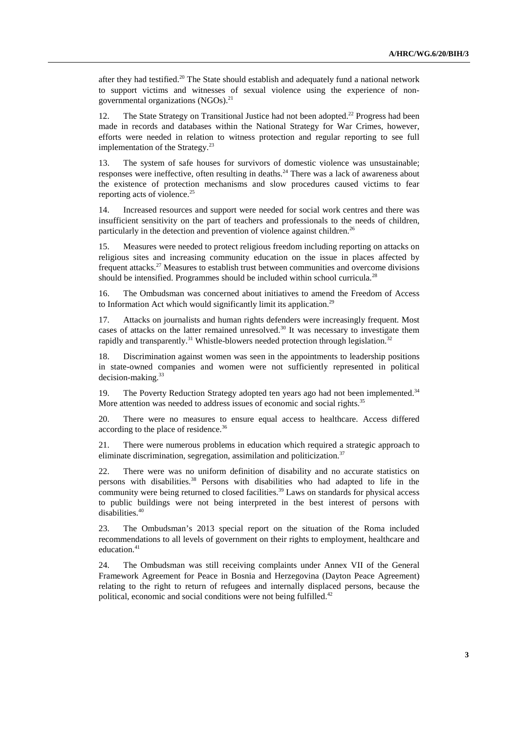after they had testified.[20] The State should establish and adequately fund a national network to support victims and witnesses of sexual violence using the experience of non-governmental organizations (NGOs).[21]

12. The State Strategy on Transitional Justice had not been adopted.[22] Progress had been made in records and databases within the National Strategy for War Crimes, however, efforts were needed in relation to witness protection and regular reporting to see full implementation of the Strategy.[23]

13. The system of safe houses for survivors of domestic violence was unsustainable; responses were ineffective, often resulting in deaths.[24] There was a lack of awareness about the existence of protection mechanisms and slow procedures caused victims to fear reporting acts of violence.[25]

14. Increased resources and support were needed for social work centres and there was insufficient sensitivity on the part of teachers and professionals to the needs of children, particularly in the detection and prevention of violence against children.[26]

15. Measures were needed to protect religious freedom including reporting on attacks on religious sites and increasing community education on the issue in places affected by frequent attacks.[27] Measures to establish trust between communities and overcome divisions should be intensified. Programmes should be included within school curricula.[28]

16. The Ombudsman was concerned about initiatives to amend the Freedom of Access to Information Act which would significantly limit its application.[29]

17. Attacks on journalists and human rights defenders were increasingly frequent. Most cases of attacks on the latter remained unresolved.[30] It was necessary to investigate them rapidly and transparently.[31] Whistle-blowers needed protection through legislation.[32]

18. Discrimination against women was seen in the appointments to leadership positions in state-owned companies and women were not sufficiently represented in political decision-making.[33]

19. The Poverty Reduction Strategy adopted ten years ago had not been implemented.[34] More attention was needed to address issues of economic and social rights.[35]

20. There were no measures to ensure equal access to healthcare. Access differed according to the place of residence.[36]

21. There were numerous problems in education which required a strategic approach to eliminate discrimination, segregation, assimilation and politicization.[37]

22. There were was no uniform definition of disability and no accurate statistics on persons with disabilities.[38] Persons with disabilities who had adapted to life in the community were being returned to closed facilities.[39] Laws on standards for physical access to public buildings were not being interpreted in the best interest of persons with disabilities.[40]

23. The Ombudsman's 2013 special report on the situation of the Roma included recommendations to all levels of government on their rights to employment, healthcare and education.[41]

24. The Ombudsman was still receiving complaints under Annex VII of the General Framework Agreement for Peace in Bosnia and Herzegovina (Dayton Peace Agreement) relating to the right to return of refugees and internally displaced persons, because the political, economic and social conditions were not being fulfilled.[42]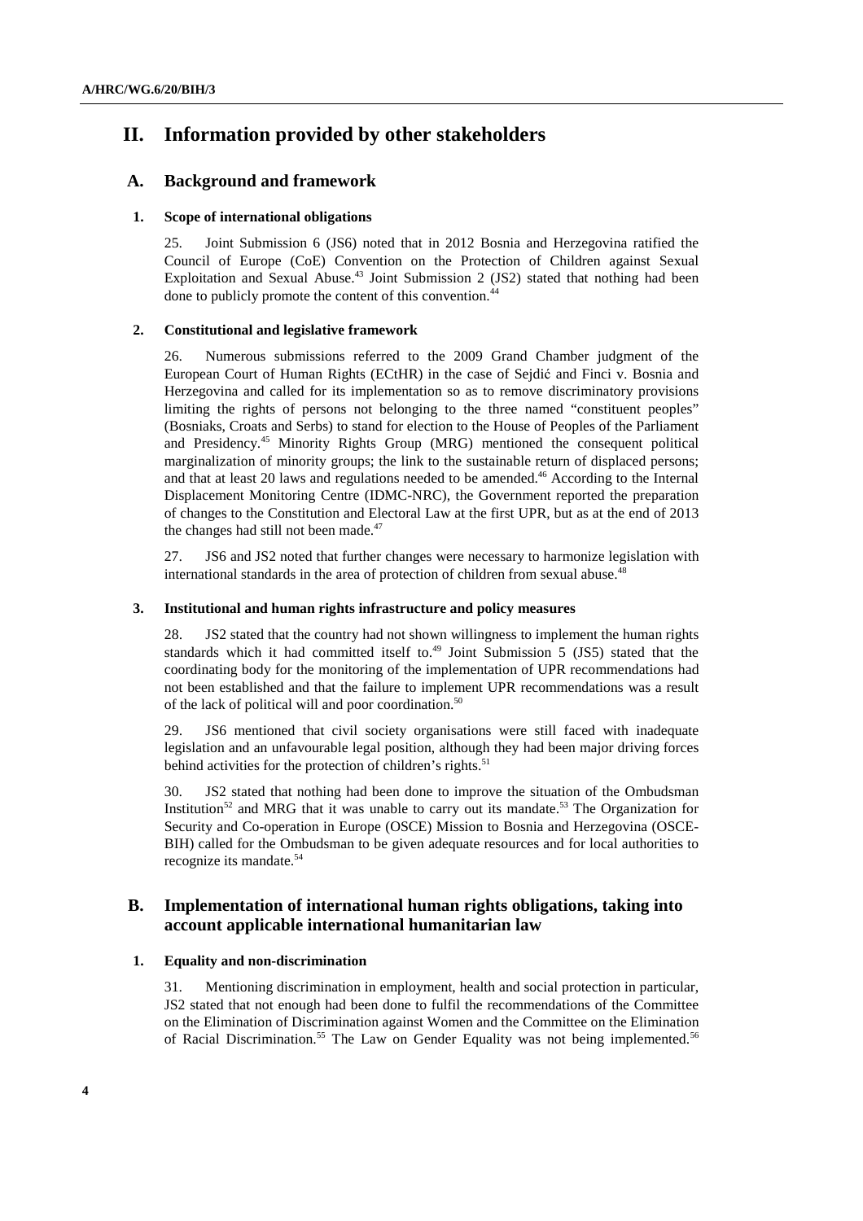# II. Information provided by other stakeholders

## A. Background and framework

### 1. Scope of international obligations

25. Joint Submission 6 (JS6) noted that in 2012 Bosnia and Herzegovina ratified the Council of Europe (CoE) Convention on the Protection of Children against Sexual Exploitation and Sexual Abuse.[43] Joint Submission 2 (JS2) stated that nothing had been done to publicly promote the content of this convention.[44]

### 2. Constitutional and legislative framework

26. Numerous submissions referred to the 2009 Grand Chamber judgment of the European Court of Human Rights (ECtHR) in the case of Sejdić and Finci v. Bosnia and Herzegovina and called for its implementation so as to remove discriminatory provisions limiting the rights of persons not belonging to the three named "constituent peoples" (Bosniaks, Croats and Serbs) to stand for election to the House of Peoples of the Parliament and Presidency.[45] Minority Rights Group (MRG) mentioned the consequent political marginalization of minority groups; the link to the sustainable return of displaced persons; and that at least 20 laws and regulations needed to be amended.[46] According to the Internal Displacement Monitoring Centre (IDMC-NRC), the Government reported the preparation of changes to the Constitution and Electoral Law at the first UPR, but as at the end of 2013 the changes had still not been made.[47]

27. JS6 and JS2 noted that further changes were necessary to harmonize legislation with international standards in the area of protection of children from sexual abuse.[48]

### 3. Institutional and human rights infrastructure and policy measures

28. JS2 stated that the country had not shown willingness to implement the human rights standards which it had committed itself to.[49] Joint Submission 5 (JS5) stated that the coordinating body for the monitoring of the implementation of UPR recommendations had not been established and that the failure to implement UPR recommendations was a result of the lack of political will and poor coordination.[50]

29. JS6 mentioned that civil society organisations were still faced with inadequate legislation and an unfavourable legal position, although they had been major driving forces behind activities for the protection of children's rights.[51]

30. JS2 stated that nothing had been done to improve the situation of the Ombudsman Institution[52] and MRG that it was unable to carry out its mandate.[53] The Organization for Security and Co-operation in Europe (OSCE) Mission to Bosnia and Herzegovina (OSCE-BIH) called for the Ombudsman to be given adequate resources and for local authorities to recognize its mandate.[54]

## B. Implementation of international human rights obligations, taking into account applicable international humanitarian law

### 1. Equality and non-discrimination

31. Mentioning discrimination in employment, health and social protection in particular, JS2 stated that not enough had been done to fulfil the recommendations of the Committee on the Elimination of Discrimination against Women and the Committee on the Elimination of Racial Discrimination.[55] The Law on Gender Equality was not being implemented.[56]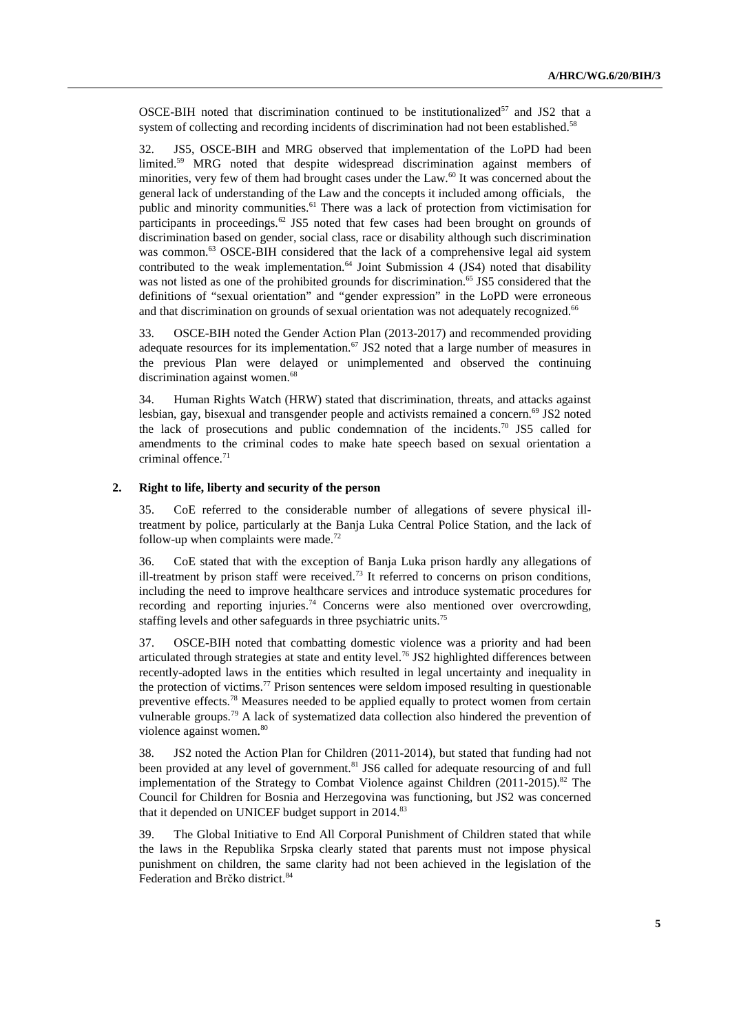OSCE-BIH noted that discrimination continued to be institutionalized[57] and JS2 that a system of collecting and recording incidents of discrimination had not been established.[58]

32. JS5, OSCE-BIH and MRG observed that implementation of the LoPD had been limited.[59] MRG noted that despite widespread discrimination against members of minorities, very few of them had brought cases under the Law.[60] It was concerned about the general lack of understanding of the Law and the concepts it included among officials, the public and minority communities.[61] There was a lack of protection from victimisation for participants in proceedings.[62] JS5 noted that few cases had been brought on grounds of discrimination based on gender, social class, race or disability although such discrimination was common.[63] OSCE-BIH considered that the lack of a comprehensive legal aid system contributed to the weak implementation.[64] Joint Submission 4 (JS4) noted that disability was not listed as one of the prohibited grounds for discrimination.[65] JS5 considered that the definitions of "sexual orientation" and "gender expression" in the LoPD were erroneous and that discrimination on grounds of sexual orientation was not adequately recognized.[66]

33. OSCE-BIH noted the Gender Action Plan (2013-2017) and recommended providing adequate resources for its implementation.[67] JS2 noted that a large number of measures in the previous Plan were delayed or unimplemented and observed the continuing discrimination against women.[68]

34. Human Rights Watch (HRW) stated that discrimination, threats, and attacks against lesbian, gay, bisexual and transgender people and activists remained a concern.[69] JS2 noted the lack of prosecutions and public condemnation of the incidents.[70] JS5 called for amendments to the criminal codes to make hate speech based on sexual orientation a criminal offence.[71]

### 2. Right to life, liberty and security of the person

35. CoE referred to the considerable number of allegations of severe physical ill-treatment by police, particularly at the Banja Luka Central Police Station, and the lack of follow-up when complaints were made.[72]

36. CoE stated that with the exception of Banja Luka prison hardly any allegations of ill-treatment by prison staff were received.[73] It referred to concerns on prison conditions, including the need to improve healthcare services and introduce systematic procedures for recording and reporting injuries.[74] Concerns were also mentioned over overcrowding, staffing levels and other safeguards in three psychiatric units.[75]

37. OSCE-BIH noted that combatting domestic violence was a priority and had been articulated through strategies at state and entity level.[76] JS2 highlighted differences between recently-adopted laws in the entities which resulted in legal uncertainty and inequality in the protection of victims.[77] Prison sentences were seldom imposed resulting in questionable preventive effects.[78] Measures needed to be applied equally to protect women from certain vulnerable groups.[79] A lack of systematized data collection also hindered the prevention of violence against women.[80]

38. JS2 noted the Action Plan for Children (2011-2014), but stated that funding had not been provided at any level of government.[81] JS6 called for adequate resourcing of and full implementation of the Strategy to Combat Violence against Children (2011-2015).[82] The Council for Children for Bosnia and Herzegovina was functioning, but JS2 was concerned that it depended on UNICEF budget support in 2014.[83]

39. The Global Initiative to End All Corporal Punishment of Children stated that while the laws in the Republika Srpska clearly stated that parents must not impose physical punishment on children, the same clarity had not been achieved in the legislation of the Federation and Brčko district.[84]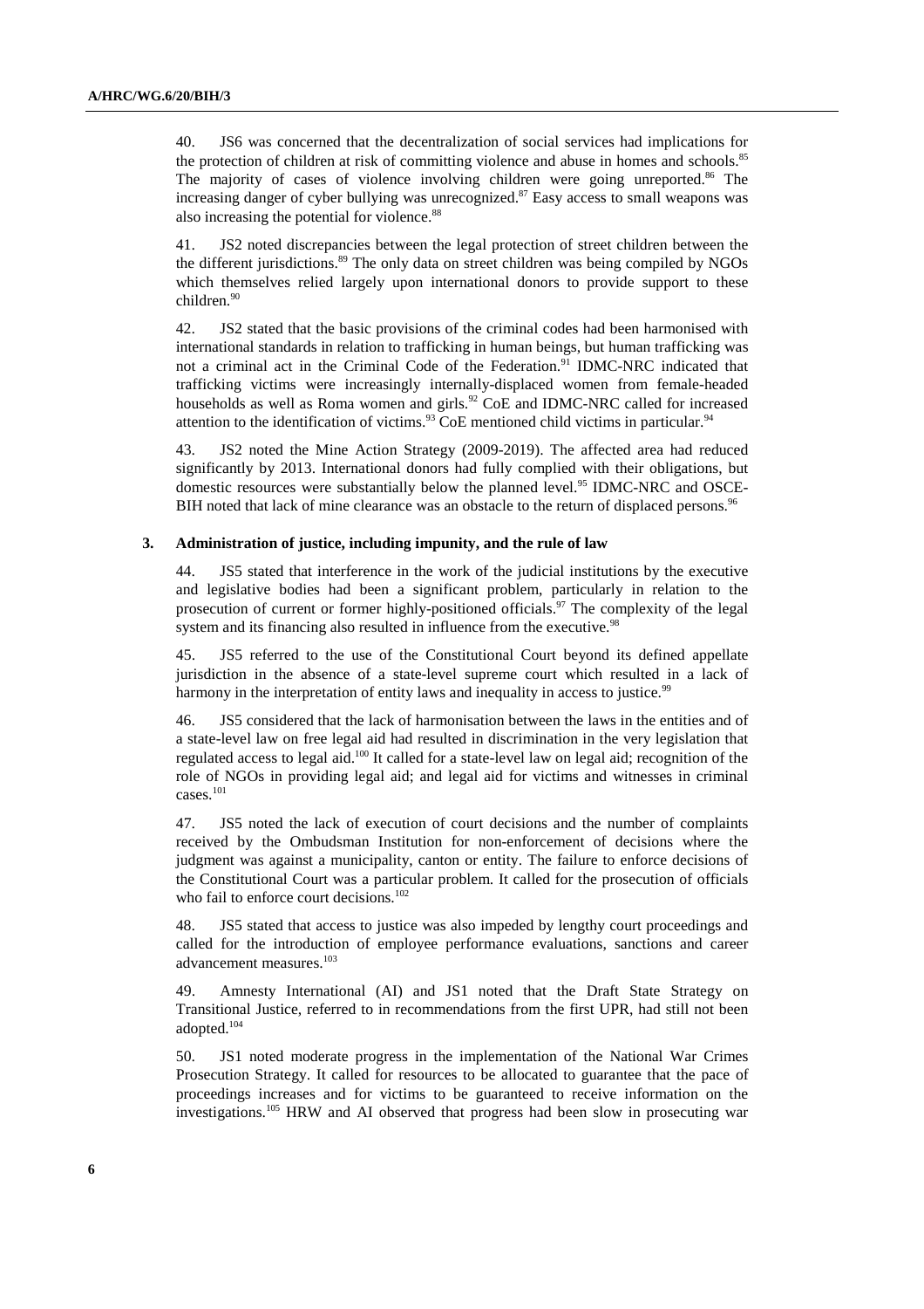40. JS6 was concerned that the decentralization of social services had implications for the protection of children at risk of committing violence and abuse in homes and schools.[85] The majority of cases of violence involving children were going unreported.[86] The increasing danger of cyber bullying was unrecognized.[87] Easy access to small weapons was also increasing the potential for violence.[88]

41. JS2 noted discrepancies between the legal protection of street children between the the different jurisdictions.[89] The only data on street children was being compiled by NGOs which themselves relied largely upon international donors to provide support to these children.[90]

42. JS2 stated that the basic provisions of the criminal codes had been harmonised with international standards in relation to trafficking in human beings, but human trafficking was not a criminal act in the Criminal Code of the Federation.[91] IDMC-NRC indicated that trafficking victims were increasingly internally-displaced women from female-headed households as well as Roma women and girls.[92] CoE and IDMC-NRC called for increased attention to the identification of victims.[93] CoE mentioned child victims in particular.[94]

43. JS2 noted the Mine Action Strategy (2009-2019). The affected area had reduced significantly by 2013. International donors had fully complied with their obligations, but domestic resources were substantially below the planned level.[95] IDMC-NRC and OSCE-BIH noted that lack of mine clearance was an obstacle to the return of displaced persons.[96]

### 3. Administration of justice, including impunity, and the rule of law

44. JS5 stated that interference in the work of the judicial institutions by the executive and legislative bodies had been a significant problem, particularly in relation to the prosecution of current or former highly-positioned officials.[97] The complexity of the legal system and its financing also resulted in influence from the executive.[98]

45. JS5 referred to the use of the Constitutional Court beyond its defined appellate jurisdiction in the absence of a state-level supreme court which resulted in a lack of harmony in the interpretation of entity laws and inequality in access to justice.[99]

46. JS5 considered that the lack of harmonisation between the laws in the entities and of a state-level law on free legal aid had resulted in discrimination in the very legislation that regulated access to legal aid.[100] It called for a state-level law on legal aid; recognition of the role of NGOs in providing legal aid; and legal aid for victims and witnesses in criminal cases.[101]

47. JS5 noted the lack of execution of court decisions and the number of complaints received by the Ombudsman Institution for non-enforcement of decisions where the judgment was against a municipality, canton or entity. The failure to enforce decisions of the Constitutional Court was a particular problem. It called for the prosecution of officials who fail to enforce court decisions.[102]

48. JS5 stated that access to justice was also impeded by lengthy court proceedings and called for the introduction of employee performance evaluations, sanctions and career advancement measures.[103]

49. Amnesty International (AI) and JS1 noted that the Draft State Strategy on Transitional Justice, referred to in recommendations from the first UPR, had still not been adopted.[104]

50. JS1 noted moderate progress in the implementation of the National War Crimes Prosecution Strategy. It called for resources to be allocated to guarantee that the pace of proceedings increases and for victims to be guaranteed to receive information on the investigations.[105] HRW and AI observed that progress had been slow in prosecuting war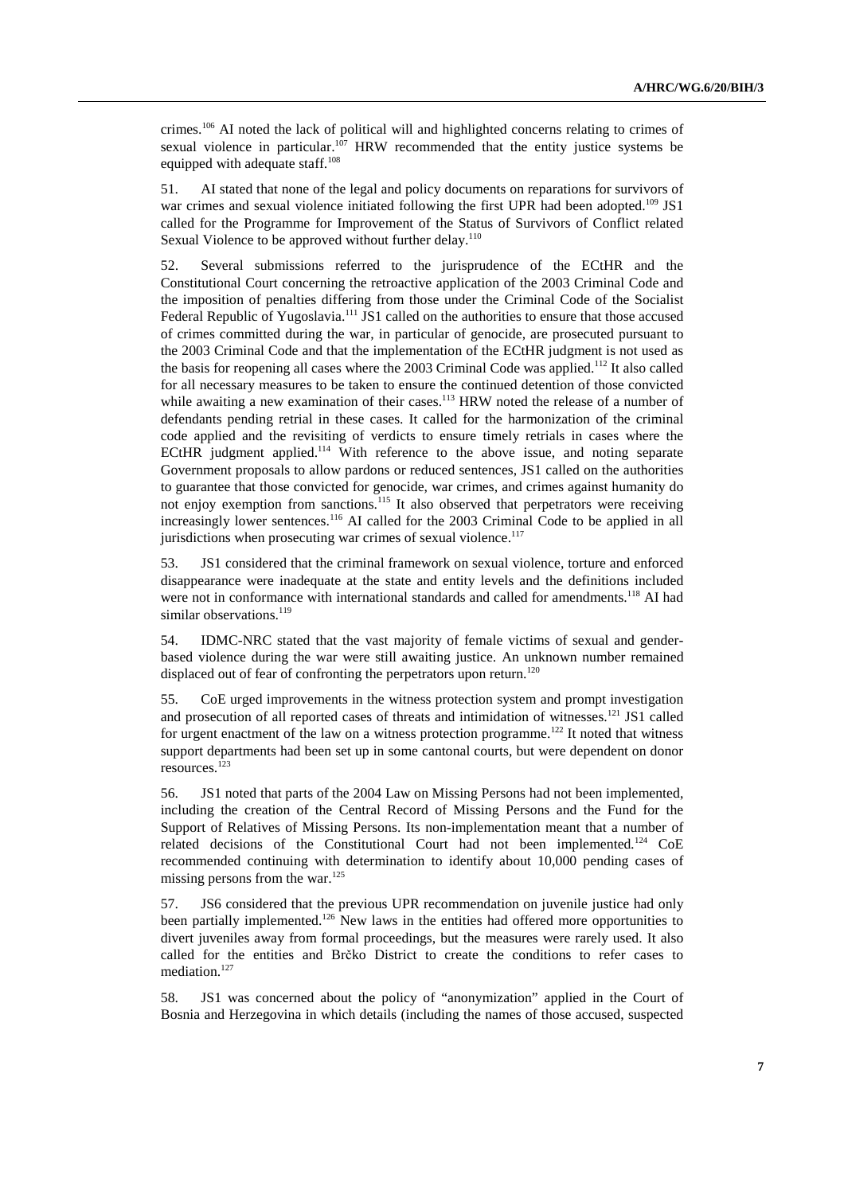crimes.[106] AI noted the lack of political will and highlighted concerns relating to crimes of sexual violence in particular.[107] HRW recommended that the entity justice systems be equipped with adequate staff.[108]

51. AI stated that none of the legal and policy documents on reparations for survivors of war crimes and sexual violence initiated following the first UPR had been adopted.[109] JS1 called for the Programme for Improvement of the Status of Survivors of Conflict related Sexual Violence to be approved without further delay.[110]

52. Several submissions referred to the jurisprudence of the ECtHR and the Constitutional Court concerning the retroactive application of the 2003 Criminal Code and the imposition of penalties differing from those under the Criminal Code of the Socialist Federal Republic of Yugoslavia.[111] JS1 called on the authorities to ensure that those accused of crimes committed during the war, in particular of genocide, are prosecuted pursuant to the 2003 Criminal Code and that the implementation of the ECtHR judgment is not used as the basis for reopening all cases where the 2003 Criminal Code was applied.[112] It also called for all necessary measures to be taken to ensure the continued detention of those convicted while awaiting a new examination of their cases.[113] HRW noted the release of a number of defendants pending retrial in these cases. It called for the harmonization of the criminal code applied and the revisiting of verdicts to ensure timely retrials in cases where the ECtHR judgment applied.[114] With reference to the above issue, and noting separate Government proposals to allow pardons or reduced sentences, JS1 called on the authorities to guarantee that those convicted for genocide, war crimes, and crimes against humanity do not enjoy exemption from sanctions.[115] It also observed that perpetrators were receiving increasingly lower sentences.[116] AI called for the 2003 Criminal Code to be applied in all jurisdictions when prosecuting war crimes of sexual violence.[117]

53. JS1 considered that the criminal framework on sexual violence, torture and enforced disappearance were inadequate at the state and entity levels and the definitions included were not in conformance with international standards and called for amendments.[118] AI had similar observations.[119]

54. IDMC-NRC stated that the vast majority of female victims of sexual and gender-based violence during the war were still awaiting justice. An unknown number remained displaced out of fear of confronting the perpetrators upon return.[120]

55. CoE urged improvements in the witness protection system and prompt investigation and prosecution of all reported cases of threats and intimidation of witnesses.[121] JS1 called for urgent enactment of the law on a witness protection programme.[122] It noted that witness support departments had been set up in some cantonal courts, but were dependent on donor resources.[123]

56. JS1 noted that parts of the 2004 Law on Missing Persons had not been implemented, including the creation of the Central Record of Missing Persons and the Fund for the Support of Relatives of Missing Persons. Its non-implementation meant that a number of related decisions of the Constitutional Court had not been implemented.[124] CoE recommended continuing with determination to identify about 10,000 pending cases of missing persons from the war.[125]

57. JS6 considered that the previous UPR recommendation on juvenile justice had only been partially implemented.[126] New laws in the entities had offered more opportunities to divert juveniles away from formal proceedings, but the measures were rarely used. It also called for the entities and Brčko District to create the conditions to refer cases to mediation.[127]

58. JS1 was concerned about the policy of "anonymization" applied in the Court of Bosnia and Herzegovina in which details (including the names of those accused, suspected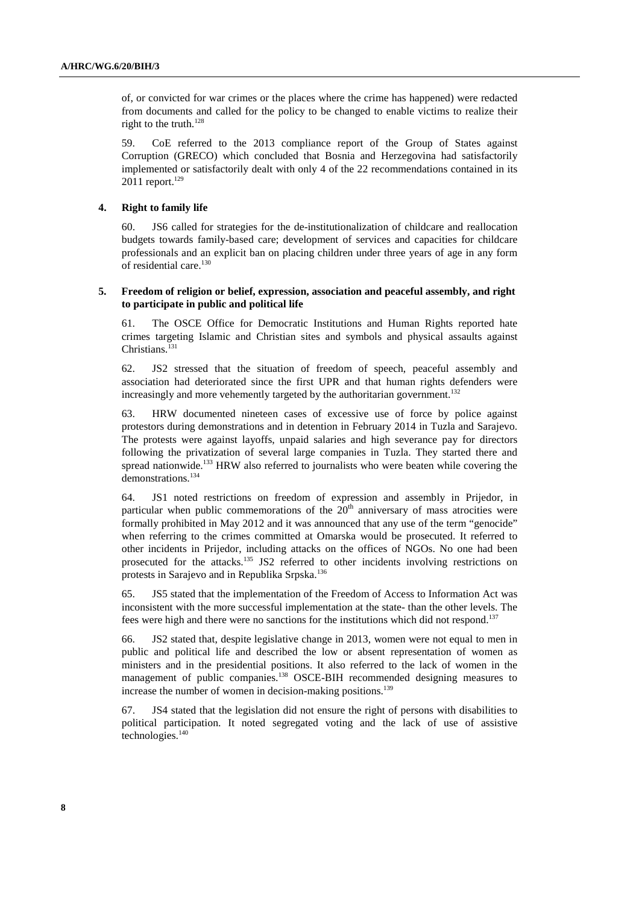of, or convicted for war crimes or the places where the crime has happened) were redacted from documents and called for the policy to be changed to enable victims to realize their right to the truth.[128]

59. CoE referred to the 2013 compliance report of the Group of States against Corruption (GRECO) which concluded that Bosnia and Herzegovina had satisfactorily implemented or satisfactorily dealt with only 4 of the 22 recommendations contained in its 2011 report.[129]

### 4. Right to family life

60. JS6 called for strategies for the de-institutionalization of childcare and reallocation budgets towards family-based care; development of services and capacities for childcare professionals and an explicit ban on placing children under three years of age in any form of residential care.[130]

### 5. Freedom of religion or belief, expression, association and peaceful assembly, and right to participate in public and political life

61. The OSCE Office for Democratic Institutions and Human Rights reported hate crimes targeting Islamic and Christian sites and symbols and physical assaults against Christians.[131]

62. JS2 stressed that the situation of freedom of speech, peaceful assembly and association had deteriorated since the first UPR and that human rights defenders were increasingly and more vehemently targeted by the authoritarian government.[132]

63. HRW documented nineteen cases of excessive use of force by police against protestors during demonstrations and in detention in February 2014 in Tuzla and Sarajevo. The protests were against layoffs, unpaid salaries and high severance pay for directors following the privatization of several large companies in Tuzla. They started there and spread nationwide.[133] HRW also referred to journalists who were beaten while covering the demonstrations.[134]

64. JS1 noted restrictions on freedom of expression and assembly in Prijedor, in particular when public commemorations of the 20th anniversary of mass atrocities were formally prohibited in May 2012 and it was announced that any use of the term "genocide" when referring to the crimes committed at Omarska would be prosecuted. It referred to other incidents in Prijedor, including attacks on the offices of NGOs. No one had been prosecuted for the attacks.[135] JS2 referred to other incidents involving restrictions on protests in Sarajevo and in Republika Srpska.[136]

65. JS5 stated that the implementation of the Freedom of Access to Information Act was inconsistent with the more successful implementation at the state- than the other levels. The fees were high and there were no sanctions for the institutions which did not respond.[137]

66. JS2 stated that, despite legislative change in 2013, women were not equal to men in public and political life and described the low or absent representation of women as ministers and in the presidential positions. It also referred to the lack of women in the management of public companies.[138] OSCE-BIH recommended designing measures to increase the number of women in decision-making positions.[139]

67. JS4 stated that the legislation did not ensure the right of persons with disabilities to political participation. It noted segregated voting and the lack of use of assistive technologies.[140]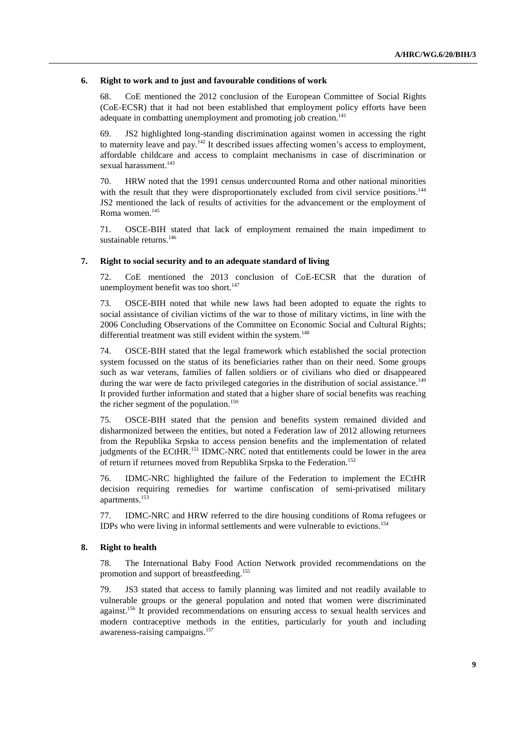### 6. Right to work and to just and favourable conditions of work

68. CoE mentioned the 2012 conclusion of the European Committee of Social Rights (CoE-ECSR) that it had not been established that employment policy efforts have been adequate in combatting unemployment and promoting job creation.[141]

69. JS2 highlighted long-standing discrimination against women in accessing the right to maternity leave and pay.[142] It described issues affecting women's access to employment, affordable childcare and access to complaint mechanisms in case of discrimination or sexual harassment.[143]

70. HRW noted that the 1991 census undercounted Roma and other national minorities with the result that they were disproportionately excluded from civil service positions.[144] JS2 mentioned the lack of results of activities for the advancement or the employment of Roma women.[145]

71. OSCE-BIH stated that lack of employment remained the main impediment to sustainable returns.[146]

### 7. Right to social security and to an adequate standard of living

72. CoE mentioned the 2013 conclusion of CoE-ECSR that the duration of unemployment benefit was too short.[147]

73. OSCE-BIH noted that while new laws had been adopted to equate the rights to social assistance of civilian victims of the war to those of military victims, in line with the 2006 Concluding Observations of the Committee on Economic Social and Cultural Rights; differential treatment was still evident within the system.[148]

74. OSCE-BIH stated that the legal framework which established the social protection system focussed on the status of its beneficiaries rather than on their need. Some groups such as war veterans, families of fallen soldiers or of civilians who died or disappeared during the war were de facto privileged categories in the distribution of social assistance.[149] It provided further information and stated that a higher share of social benefits was reaching the richer segment of the population.[150]

75. OSCE-BIH stated that the pension and benefits system remained divided and disharmonized between the entities, but noted a Federation law of 2012 allowing returnees from the Republika Srpska to access pension benefits and the implementation of related judgments of the ECtHR.[151] IDMC-NRC noted that entitlements could be lower in the area of return if returnees moved from Republika Srpska to the Federation.[152]

76. IDMC-NRC highlighted the failure of the Federation to implement the ECtHR decision requiring remedies for wartime confiscation of semi-privatised military apartments.[153]

77. IDMC-NRC and HRW referred to the dire housing conditions of Roma refugees or IDPs who were living in informal settlements and were vulnerable to evictions.[154]

### 8. Right to health

78. The International Baby Food Action Network provided recommendations on the promotion and support of breastfeeding.[155]

79. JS3 stated that access to family planning was limited and not readily available to vulnerable groups or the general population and noted that women were discriminated against.[156] It provided recommendations on ensuring access to sexual health services and modern contraceptive methods in the entities, particularly for youth and including awareness-raising campaigns.[157]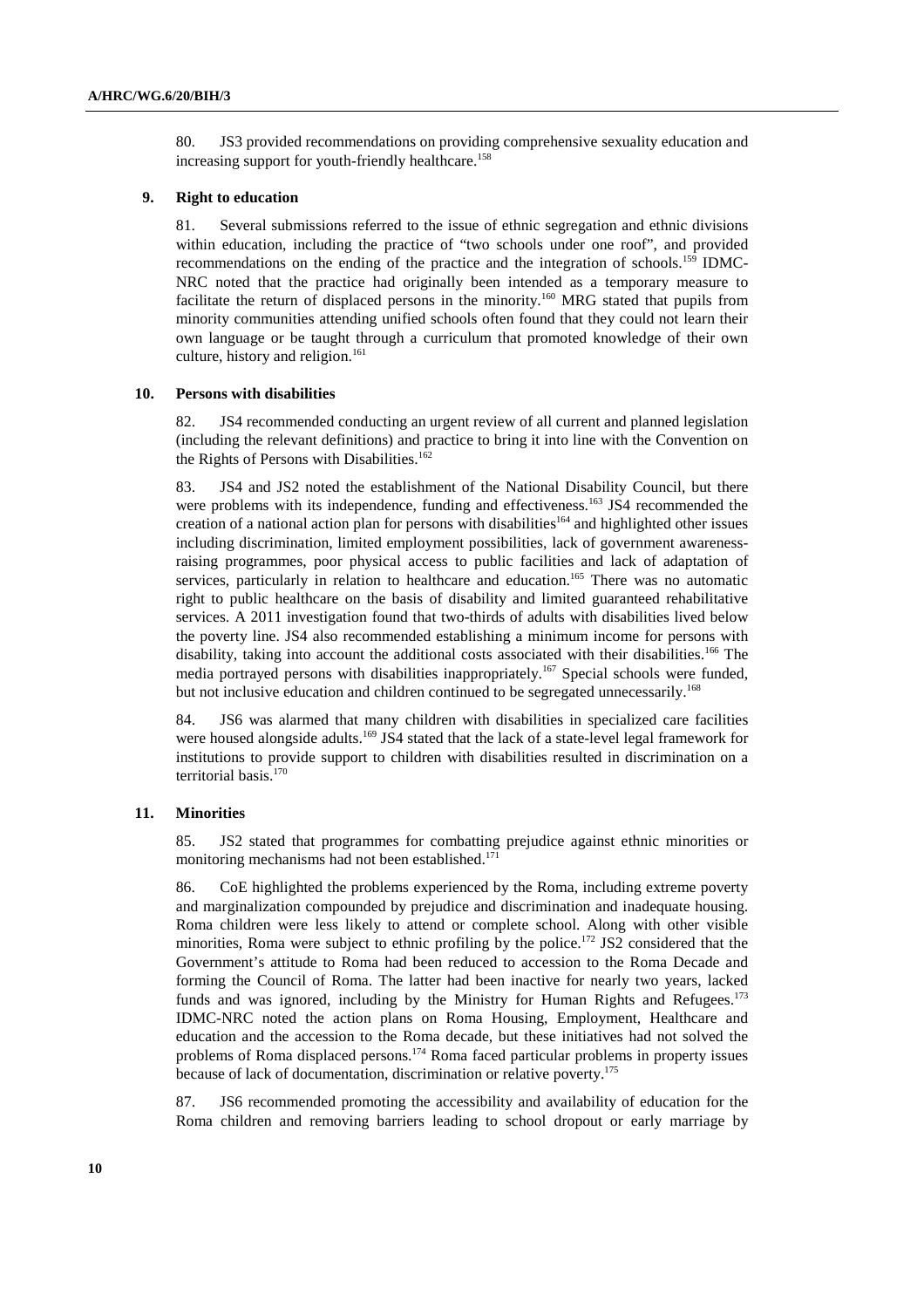80. JS3 provided recommendations on providing comprehensive sexuality education and increasing support for youth-friendly healthcare.[158]

### 9. Right to education

81. Several submissions referred to the issue of ethnic segregation and ethnic divisions within education, including the practice of "two schools under one roof", and provided recommendations on the ending of the practice and the integration of schools.[159] IDMC-NRC noted that the practice had originally been intended as a temporary measure to facilitate the return of displaced persons in the minority.[160] MRG stated that pupils from minority communities attending unified schools often found that they could not learn their own language or be taught through a curriculum that promoted knowledge of their own culture, history and religion.[161]

### 10. Persons with disabilities

82. JS4 recommended conducting an urgent review of all current and planned legislation (including the relevant definitions) and practice to bring it into line with the Convention on the Rights of Persons with Disabilities.[162]

83. JS4 and JS2 noted the establishment of the National Disability Council, but there were problems with its independence, funding and effectiveness.[163] JS4 recommended the creation of a national action plan for persons with disabilities[164] and highlighted other issues including discrimination, limited employment possibilities, lack of government awareness-raising programmes, poor physical access to public facilities and lack of adaptation of services, particularly in relation to healthcare and education.[165] There was no automatic right to public healthcare on the basis of disability and limited guaranteed rehabilitative services. A 2011 investigation found that two-thirds of adults with disabilities lived below the poverty line. JS4 also recommended establishing a minimum income for persons with disability, taking into account the additional costs associated with their disabilities.[166] The media portrayed persons with disabilities inappropriately.[167] Special schools were funded, but not inclusive education and children continued to be segregated unnecessarily.[168]

84. JS6 was alarmed that many children with disabilities in specialized care facilities were housed alongside adults.[169] JS4 stated that the lack of a state-level legal framework for institutions to provide support to children with disabilities resulted in discrimination on a territorial basis.[170]

### 11. Minorities

85. JS2 stated that programmes for combatting prejudice against ethnic minorities or monitoring mechanisms had not been established.[171]

86. CoE highlighted the problems experienced by the Roma, including extreme poverty and marginalization compounded by prejudice and discrimination and inadequate housing. Roma children were less likely to attend or complete school. Along with other visible minorities, Roma were subject to ethnic profiling by the police.[172] JS2 considered that the Government's attitude to Roma had been reduced to accession to the Roma Decade and forming the Council of Roma. The latter had been inactive for nearly two years, lacked funds and was ignored, including by the Ministry for Human Rights and Refugees.[173] IDMC-NRC noted the action plans on Roma Housing, Employment, Healthcare and education and the accession to the Roma decade, but these initiatives had not solved the problems of Roma displaced persons.[174] Roma faced particular problems in property issues because of lack of documentation, discrimination or relative poverty.[175]

87. JS6 recommended promoting the accessibility and availability of education for the Roma children and removing barriers leading to school dropout or early marriage by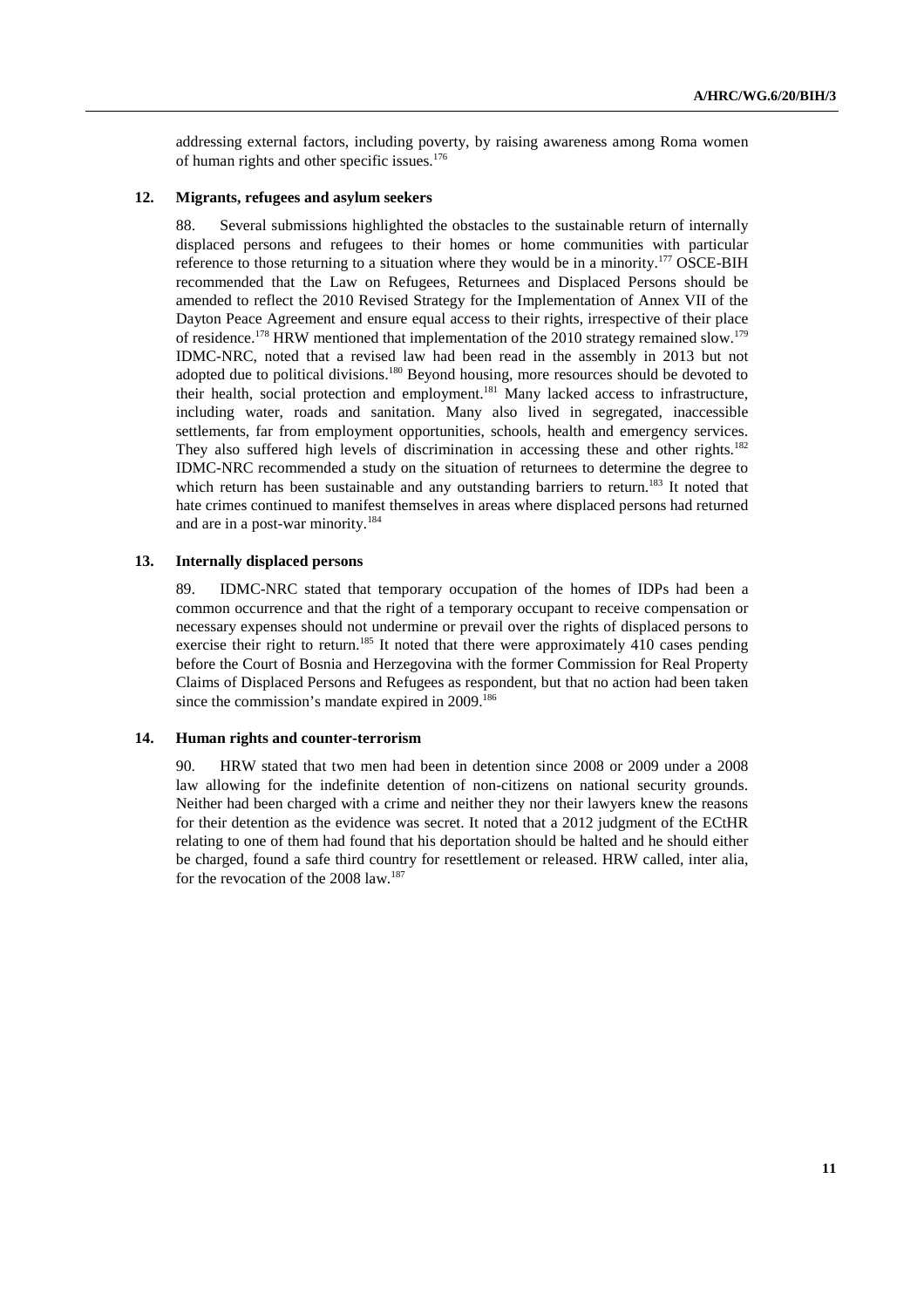addressing external factors, including poverty, by raising awareness among Roma women of human rights and other specific issues.[176]

### 12. Migrants, refugees and asylum seekers

88. Several submissions highlighted the obstacles to the sustainable return of internally displaced persons and refugees to their homes or home communities with particular reference to those returning to a situation where they would be in a minority.[177] OSCE-BIH recommended that the Law on Refugees, Returnees and Displaced Persons should be amended to reflect the 2010 Revised Strategy for the Implementation of Annex VII of the Dayton Peace Agreement and ensure equal access to their rights, irrespective of their place of residence.[178] HRW mentioned that implementation of the 2010 strategy remained slow.[179] IDMC-NRC, noted that a revised law had been read in the assembly in 2013 but not adopted due to political divisions.[180] Beyond housing, more resources should be devoted to their health, social protection and employment.[181] Many lacked access to infrastructure, including water, roads and sanitation. Many also lived in segregated, inaccessible settlements, far from employment opportunities, schools, health and emergency services. They also suffered high levels of discrimination in accessing these and other rights.[182] IDMC-NRC recommended a study on the situation of returnees to determine the degree to which return has been sustainable and any outstanding barriers to return.[183] It noted that hate crimes continued to manifest themselves in areas where displaced persons had returned and are in a post-war minority.[184]

### 13. Internally displaced persons

89. IDMC-NRC stated that temporary occupation of the homes of IDPs had been a common occurrence and that the right of a temporary occupant to receive compensation or necessary expenses should not undermine or prevail over the rights of displaced persons to exercise their right to return.[185] It noted that there were approximately 410 cases pending before the Court of Bosnia and Herzegovina with the former Commission for Real Property Claims of Displaced Persons and Refugees as respondent, but that no action had been taken since the commission's mandate expired in 2009.[186]

### 14. Human rights and counter-terrorism

90. HRW stated that two men had been in detention since 2008 or 2009 under a 2008 law allowing for the indefinite detention of non-citizens on national security grounds. Neither had been charged with a crime and neither they nor their lawyers knew the reasons for their detention as the evidence was secret. It noted that a 2012 judgment of the ECtHR relating to one of them had found that his deportation should be halted and he should either be charged, found a safe third country for resettlement or released. HRW called, inter alia, for the revocation of the 2008 law.[187]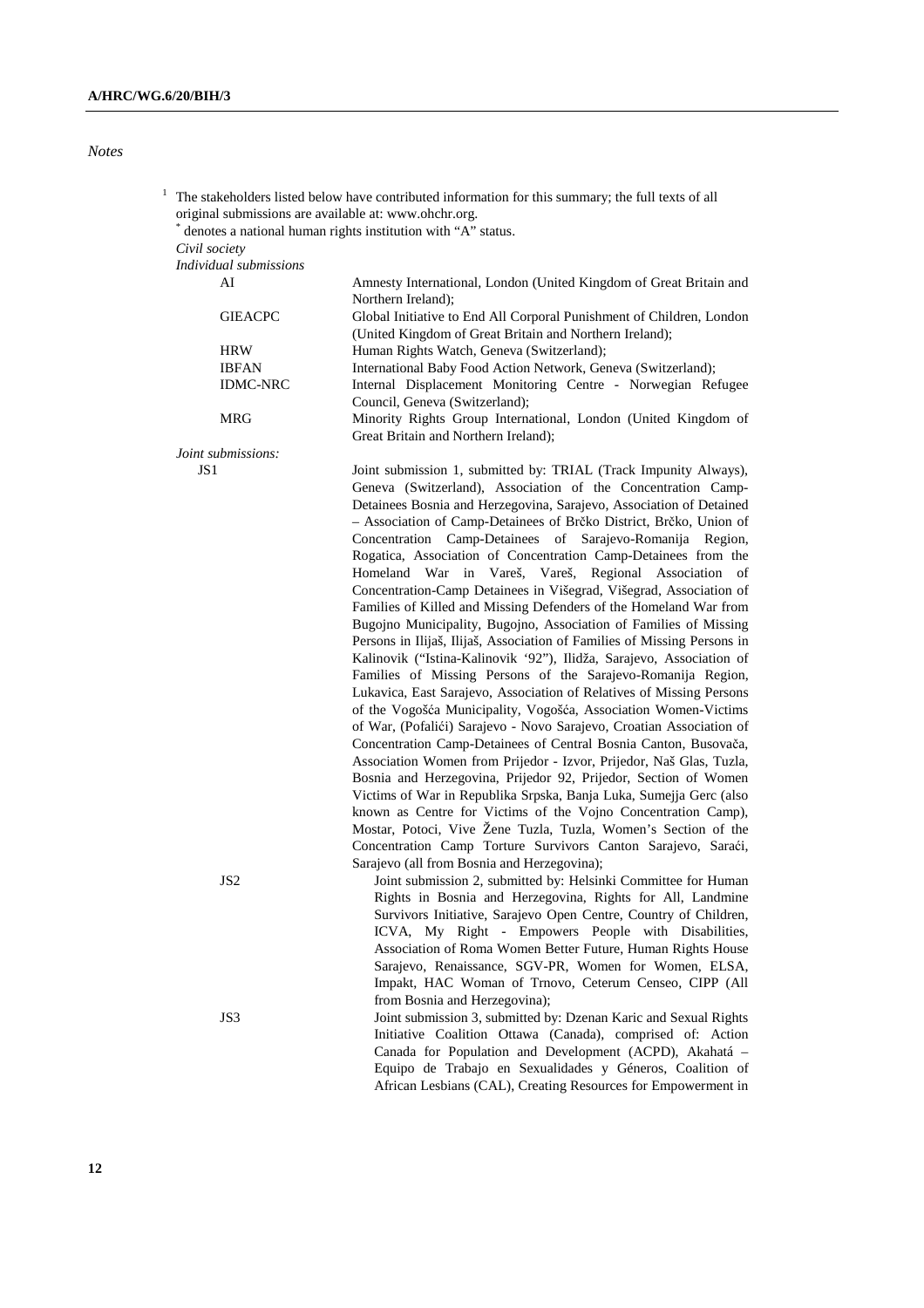*Notes*

[1] The stakeholders listed below have contributed information for this summary; the full texts of all original submissions are available at: www.ohchr.org.
[*] denotes a national human rights institution with "A" status.

*Civil society*

*Individual submissions*

| | |
|---|---|
| AI | Amnesty International, London (United Kingdom of Great Britain and Northern Ireland); |
| GIEACPC | Global Initiative to End All Corporal Punishment of Children, London (United Kingdom of Great Britain and Northern Ireland); |
| HRW | Human Rights Watch, Geneva (Switzerland); |
| IBFAN | International Baby Food Action Network, Geneva (Switzerland); |
| IDMC-NRC | Internal Displacement Monitoring Centre - Norwegian Refugee Council, Geneva (Switzerland); |
| MRG | Minority Rights Group International, London (United Kingdom of Great Britain and Northern Ireland); |

*Joint submissions:*

| | |
|---|---|
| JS1 | Joint submission 1, submitted by: TRIAL (Track Impunity Always), Geneva (Switzerland), Association of the Concentration Camp-Detainees Bosnia and Herzegovina, Sarajevo, Association of Detained – Association of Camp-Detainees of Brčko District, Brčko, Union of Concentration Camp-Detainees of Sarajevo-Romanija Region, Rogatica, Association of Concentration Camp-Detainees from the Homeland War in Vareš, Vareš, Regional Association of Concentration-Camp Detainees in Višegrad, Višegrad, Association of Families of Killed and Missing Defenders of the Homeland War from Bugojno Municipality, Bugojno, Association of Families of Missing Persons in Ilijaš, Ilijaš, Association of Families of Missing Persons in Kalinovik ("Istina-Kalinovik '92"), Ilidža, Sarajevo, Association of Families of Missing Persons of the Sarajevo-Romanija Region, Lukavica, East Sarajevo, Association of Relatives of Missing Persons of the Vogošća Municipality, Vogošća, Association Women-Victims of War, (Pofalići) Sarajevo - Novo Sarajevo, Croatian Association of Concentration Camp-Detainees of Central Bosnia Canton, Busovača, Association Women from Prijedor - Izvor, Prijedor, Naš Glas, Tuzla, Bosnia and Herzegovina, Prijedor 92, Prijedor, Section of Women Victims of War in Republika Srpska, Banja Luka, Sumejja Gerc (also known as Centre for Victims of the Vojno Concentration Camp), Mostar, Potoci, Vive Žene Tuzla, Tuzla, Women's Section of the Concentration Camp Torture Survivors Canton Sarajevo, Saraći, Sarajevo (all from Bosnia and Herzegovina); |
| JS2 | Joint submission 2, submitted by: Helsinki Committee for Human Rights in Bosnia and Herzegovina, Rights for All, Landmine Survivors Initiative, Sarajevo Open Centre, Country of Children, ICVA, My Right - Empowers People with Disabilities, Association of Roma Women Better Future, Human Rights House Sarajevo, Renaissance, SGV-PR, Women for Women, ELSA, Impakt, HAC Woman of Trnovo, Ceterum Censeo, CIPP (All from Bosnia and Herzegovina); |
| JS3 | Joint submission 3, submitted by: Dzenan Karic and Sexual Rights Initiative Coalition Ottawa (Canada), comprised of: Action Canada for Population and Development (ACPD), Akahatá – Equipo de Trabajo en Sexualidades y Géneros, Coalition of African Lesbians (CAL), Creating Resources for Empowerment in |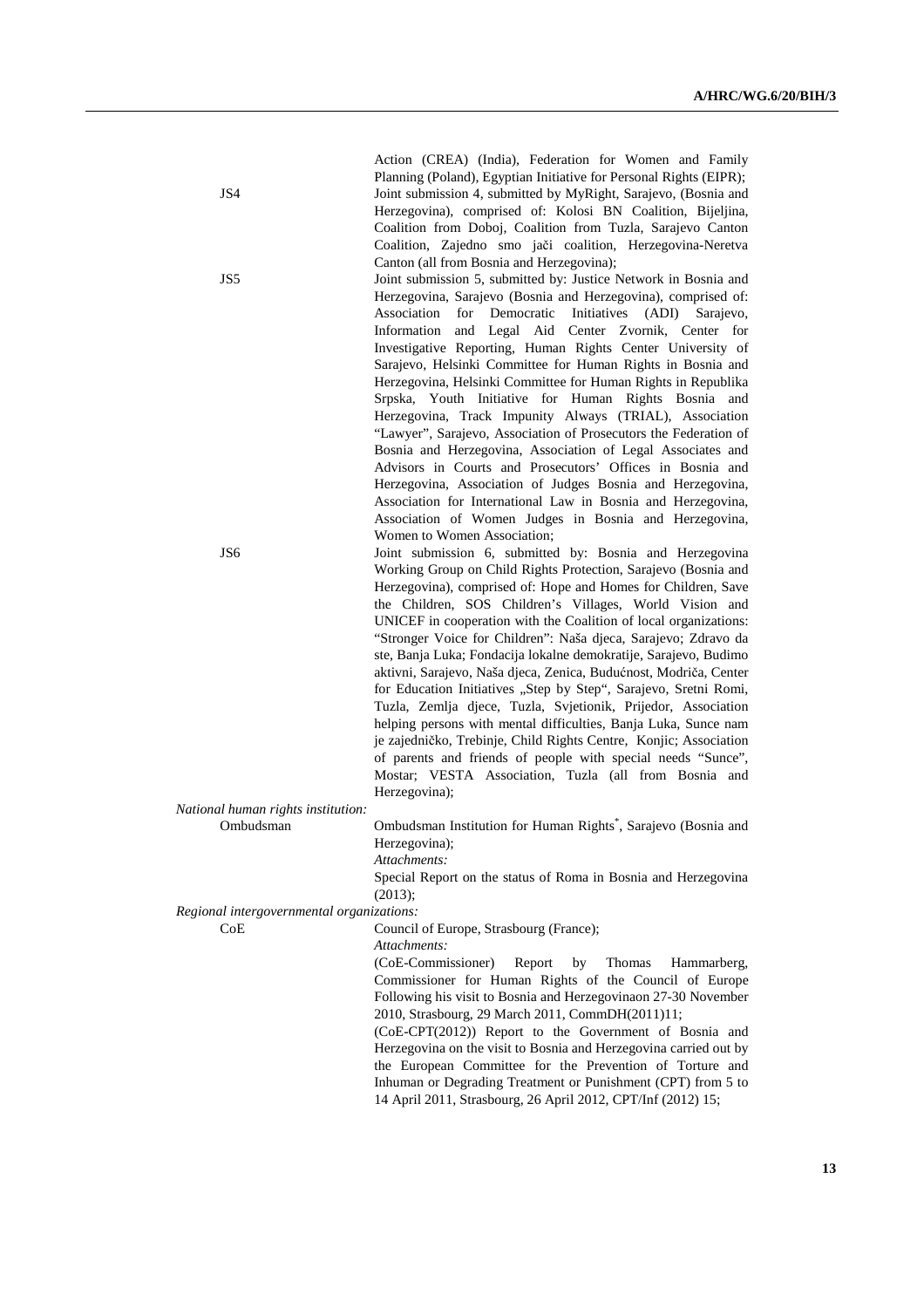Action (CREA) (India), Federation for Women and Family Planning (Poland), Egyptian Initiative for Personal Rights (EIPR);

JS4 — Joint submission 4, submitted by MyRight, Sarajevo, (Bosnia and Herzegovina), comprised of: Kolosi BN Coalition, Bijeljina, Coalition from Doboj, Coalition from Tuzla, Sarajevo Canton Coalition, Zajedno smo jači coalition, Herzegovina-Neretva Canton (all from Bosnia and Herzegovina);

JS5 — Joint submission 5, submitted by: Justice Network in Bosnia and Herzegovina, Sarajevo (Bosnia and Herzegovina), comprised of: Association for Democratic Initiatives (ADI) Sarajevo, Information and Legal Aid Center Zvornik, Center for Investigative Reporting, Human Rights Center University of Sarajevo, Helsinki Committee for Human Rights in Bosnia and Herzegovina, Helsinki Committee for Human Rights in Republika Srpska, Youth Initiative for Human Rights Bosnia and Herzegovina, Track Impunity Always (TRIAL), Association "Lawyer", Sarajevo, Association of Prosecutors the Federation of Bosnia and Herzegovina, Association of Legal Associates and Advisors in Courts and Prosecutors' Offices in Bosnia and Herzegovina, Association of Judges Bosnia and Herzegovina, Association for International Law in Bosnia and Herzegovina, Association of Women Judges in Bosnia and Herzegovina, Women to Women Association;

JS6 — Joint submission 6, submitted by: Bosnia and Herzegovina Working Group on Child Rights Protection, Sarajevo (Bosnia and Herzegovina), comprised of: Hope and Homes for Children, Save the Children, SOS Children's Villages, World Vision and UNICEF in cooperation with the Coalition of local organizations: "Stronger Voice for Children": Naša djeca, Sarajevo; Zdravo da ste, Banja Luka; Fondacija lokalne demokratije, Sarajevo, Budimo aktivni, Sarajevo, Naša djeca, Zenica, Budućnost, Modriča, Center for Education Initiatives „Step by Step", Sarajevo, Sretni Romi, Tuzla, Zemlja djece, Tuzla, Svjetionik, Prijedor, Association helping persons with mental difficulties, Banja Luka, Sunce nam je zajedničko, Trebinje, Child Rights Centre, Konjic; Association of parents and friends of people with special needs "Sunce", Mostar; VESTA Association, Tuzla (all from Bosnia and Herzegovina);

*National human rights institution:*

Ombudsman — Ombudsman Institution for Human Rights*, Sarajevo (Bosnia and Herzegovina);
*Attachments:*
Special Report on the status of Roma in Bosnia and Herzegovina (2013);

*Regional intergovernmental organizations:*

CoE — Council of Europe, Strasbourg (France);
*Attachments:*
(CoE-Commissioner) Report by Thomas Hammarberg, Commissioner for Human Rights of the Council of Europe Following his visit to Bosnia and Herzegovinaon 27-30 November 2010, Strasbourg, 29 March 2011, CommDH(2011)11;
(CoE-CPT(2012)) Report to the Government of Bosnia and Herzegovina on the visit to Bosnia and Herzegovina carried out by the European Committee for the Prevention of Torture and Inhuman or Degrading Treatment or Punishment (CPT) from 5 to 14 April 2011, Strasbourg, 26 April 2012, CPT/Inf (2012) 15;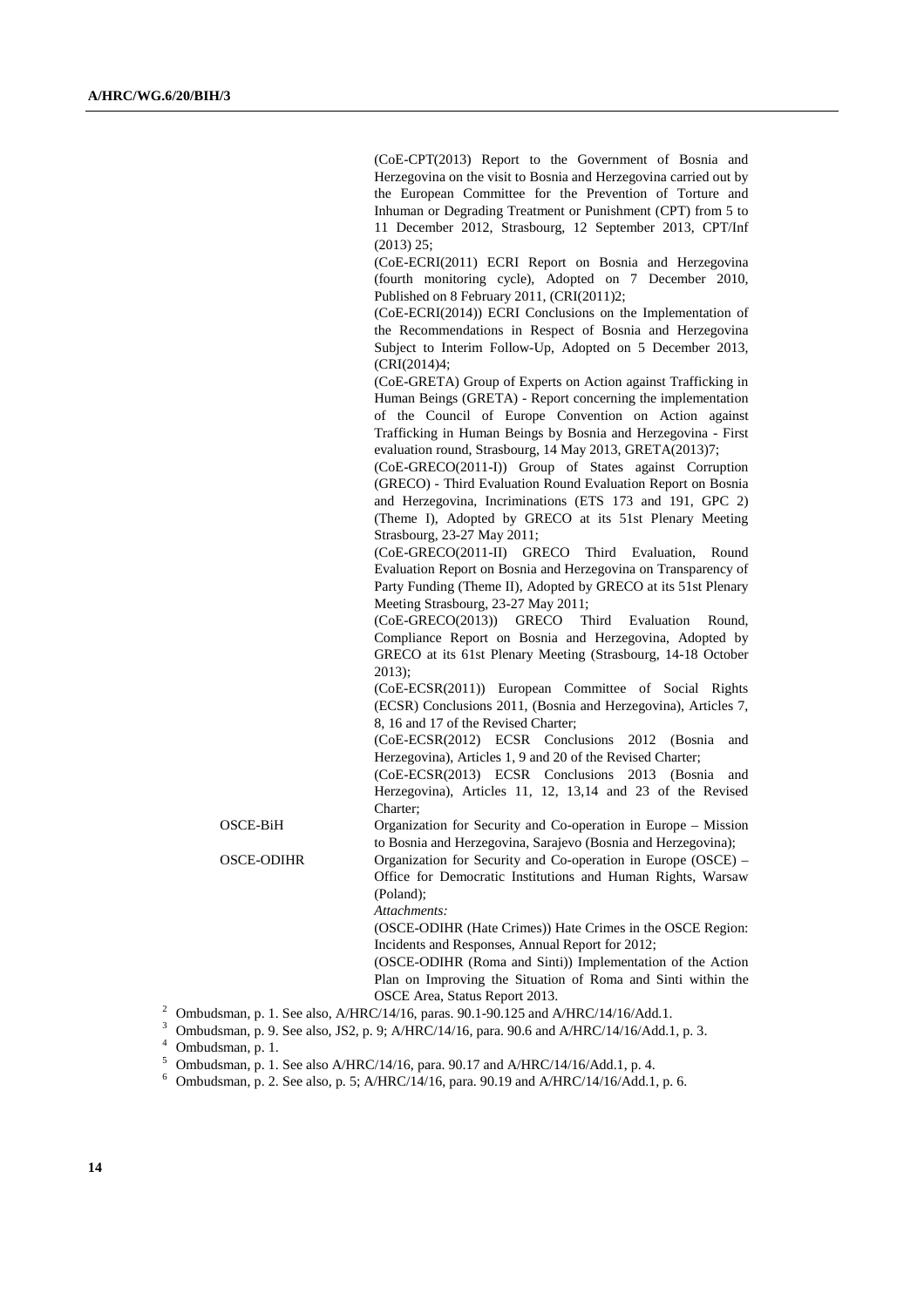(CoE-CPT(2013) Report to the Government of Bosnia and Herzegovina on the visit to Bosnia and Herzegovina carried out by the European Committee for the Prevention of Torture and Inhuman or Degrading Treatment or Punishment (CPT) from 5 to 11 December 2012, Strasbourg, 12 September 2013, CPT/Inf (2013) 25;

(CoE-ECRI(2011) ECRI Report on Bosnia and Herzegovina (fourth monitoring cycle), Adopted on 7 December 2010, Published on 8 February 2011, (CRI(2011)2;

(CoE-ECRI(2014)) ECRI Conclusions on the Implementation of the Recommendations in Respect of Bosnia and Herzegovina Subject to Interim Follow-Up, Adopted on 5 December 2013, (CRI(2014)4;

(CoE-GRETA) Group of Experts on Action against Trafficking in Human Beings (GRETA) - Report concerning the implementation of the Council of Europe Convention on Action against Trafficking in Human Beings by Bosnia and Herzegovina - First evaluation round, Strasbourg, 14 May 2013, GRETA(2013)7;

(CoE-GRECO(2011-I)) Group of States against Corruption (GRECO) - Third Evaluation Round Evaluation Report on Bosnia and Herzegovina, Incriminations (ETS 173 and 191, GPC 2) (Theme I), Adopted by GRECO at its 51st Plenary Meeting Strasbourg, 23-27 May 2011;

(CoE-GRECO(2011-II) GRECO Third Evaluation, Round Evaluation Report on Bosnia and Herzegovina on Transparency of Party Funding (Theme II), Adopted by GRECO at its 51st Plenary Meeting Strasbourg, 23-27 May 2011;

(CoE-GRECO(2013)) GRECO Third Evaluation Round, Compliance Report on Bosnia and Herzegovina, Adopted by GRECO at its 61st Plenary Meeting (Strasbourg, 14-18 October 2013);

(CoE-ECSR(2011)) European Committee of Social Rights (ECSR) Conclusions 2011, (Bosnia and Herzegovina), Articles 7, 8, 16 and 17 of the Revised Charter;

(CoE-ECSR(2012) ECSR Conclusions 2012 (Bosnia and Herzegovina), Articles 1, 9 and 20 of the Revised Charter;

(CoE-ECSR(2013) ECSR Conclusions 2013 (Bosnia and Herzegovina), Articles 11, 12, 13,14 and 23 of the Revised Charter;

OSCE-BiH — Organization for Security and Co-operation in Europe – Mission to Bosnia and Herzegovina, Sarajevo (Bosnia and Herzegovina);

OSCE-ODIHR — Organization for Security and Co-operation in Europe (OSCE) – Office for Democratic Institutions and Human Rights, Warsaw (Poland);

*Attachments:*

(OSCE-ODIHR (Hate Crimes)) Hate Crimes in the OSCE Region: Incidents and Responses, Annual Report for 2012;

(OSCE-ODIHR (Roma and Sinti)) Implementation of the Action Plan on Improving the Situation of Roma and Sinti within the OSCE Area, Status Report 2013.

[2] Ombudsman, p. 1. See also, A/HRC/14/16, paras. 90.1-90.125 and A/HRC/14/16/Add.1.

[3] Ombudsman, p. 9. See also, JS2, p. 9; A/HRC/14/16, para. 90.6 and A/HRC/14/16/Add.1, p. 3.

[4] Ombudsman, p. 1.

[5] Ombudsman, p. 1. See also A/HRC/14/16, para. 90.17 and A/HRC/14/16/Add.1, p. 4.

[6] Ombudsman, p. 2. See also, p. 5; A/HRC/14/16, para. 90.19 and A/HRC/14/16/Add.1, p. 6.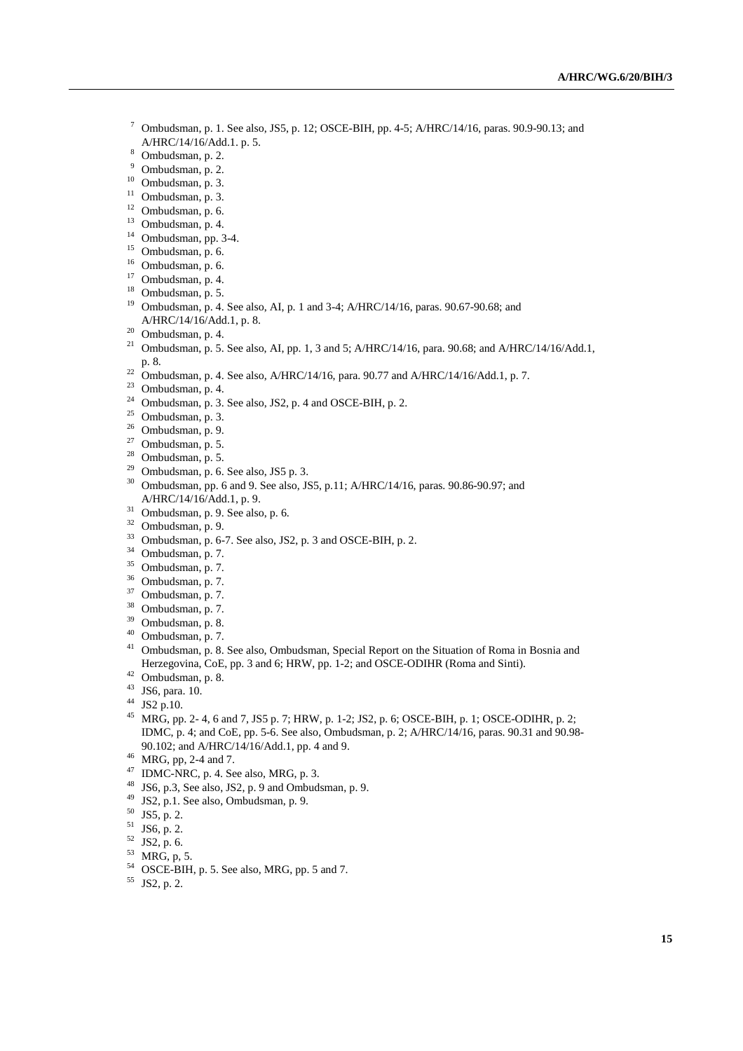[7] Ombudsman, p. 1. See also, JS5, p. 12; OSCE-BIH, pp. 4-5; A/HRC/14/16, paras. 90.9-90.13; and A/HRC/14/16/Add.1. p. 5.

[8] Ombudsman, p. 2.

[9] Ombudsman, p. 2.

[10] Ombudsman, p. 3.

[11] Ombudsman, p. 3.

[12] Ombudsman, p. 6.

[13] Ombudsman, p. 4.

[14] Ombudsman, pp. 3-4.

[15] Ombudsman, p. 6.

[16] Ombudsman, p. 6.

[17] Ombudsman, p. 4.

[18] Ombudsman, p. 5.

[19] Ombudsman, p. 4. See also, AI, p. 1 and 3-4; A/HRC/14/16, paras. 90.67-90.68; and A/HRC/14/16/Add.1, p. 8.

[20] Ombudsman, p. 4.

[21] Ombudsman, p. 5. See also, AI, pp. 1, 3 and 5; A/HRC/14/16, para. 90.68; and A/HRC/14/16/Add.1, p. 8.

[22] Ombudsman, p. 4. See also, A/HRC/14/16, para. 90.77 and A/HRC/14/16/Add.1, p. 7.

[23] Ombudsman, p. 4.

[24] Ombudsman, p. 3. See also, JS2, p. 4 and OSCE-BIH, p. 2.

[25] Ombudsman, p. 3.

[26] Ombudsman, p. 9.

[27] Ombudsman, p. 5.

[28] Ombudsman, p. 5.

[29] Ombudsman, p. 6. See also, JS5 p. 3.

[30] Ombudsman, pp. 6 and 9. See also, JS5, p.11; A/HRC/14/16, paras. 90.86-90.97; and A/HRC/14/16/Add.1, p. 9.

[31] Ombudsman, p. 9. See also, p. 6.

[32] Ombudsman, p. 9.

[33] Ombudsman, p. 6-7. See also, JS2, p. 3 and OSCE-BIH, p. 2.

[34] Ombudsman, p. 7.

[35] Ombudsman, p. 7.

[36] Ombudsman, p. 7.

[37] Ombudsman, p. 7.

[38] Ombudsman, p. 7.

[39] Ombudsman, p. 8.

[40] Ombudsman, p. 7.

[41] Ombudsman, p. 8. See also, Ombudsman, Special Report on the Situation of Roma in Bosnia and Herzegovina, CoE, pp. 3 and 6; HRW, pp. 1-2; and OSCE-ODIHR (Roma and Sinti).

[42] Ombudsman, p. 8.

[43] JS6, para. 10.

[44] JS2 p.10.

[45] MRG, pp. 2- 4, 6 and 7, JS5 p. 7; HRW, p. 1-2; JS2, p. 6; OSCE-BIH, p. 1; OSCE-ODIHR, p. 2; IDMC, p. 4; and CoE, pp. 5-6. See also, Ombudsman, p. 2; A/HRC/14/16, paras. 90.31 and 90.98-90.102; and A/HRC/14/16/Add.1, pp. 4 and 9.

[46] MRG, pp, 2-4 and 7.

[47] IDMC-NRC, p. 4. See also, MRG, p. 3.

[48] JS6, p.3, See also, JS2, p. 9 and Ombudsman, p. 9.

[49] JS2, p.1. See also, Ombudsman, p. 9.

[50] JS5, p. 2.

[51] JS6, p. 2.

[52] JS2, p. 6.

[53] MRG, p, 5.

[54] OSCE-BIH, p. 5. See also, MRG, pp. 5 and 7.

[55] JS2, p. 2.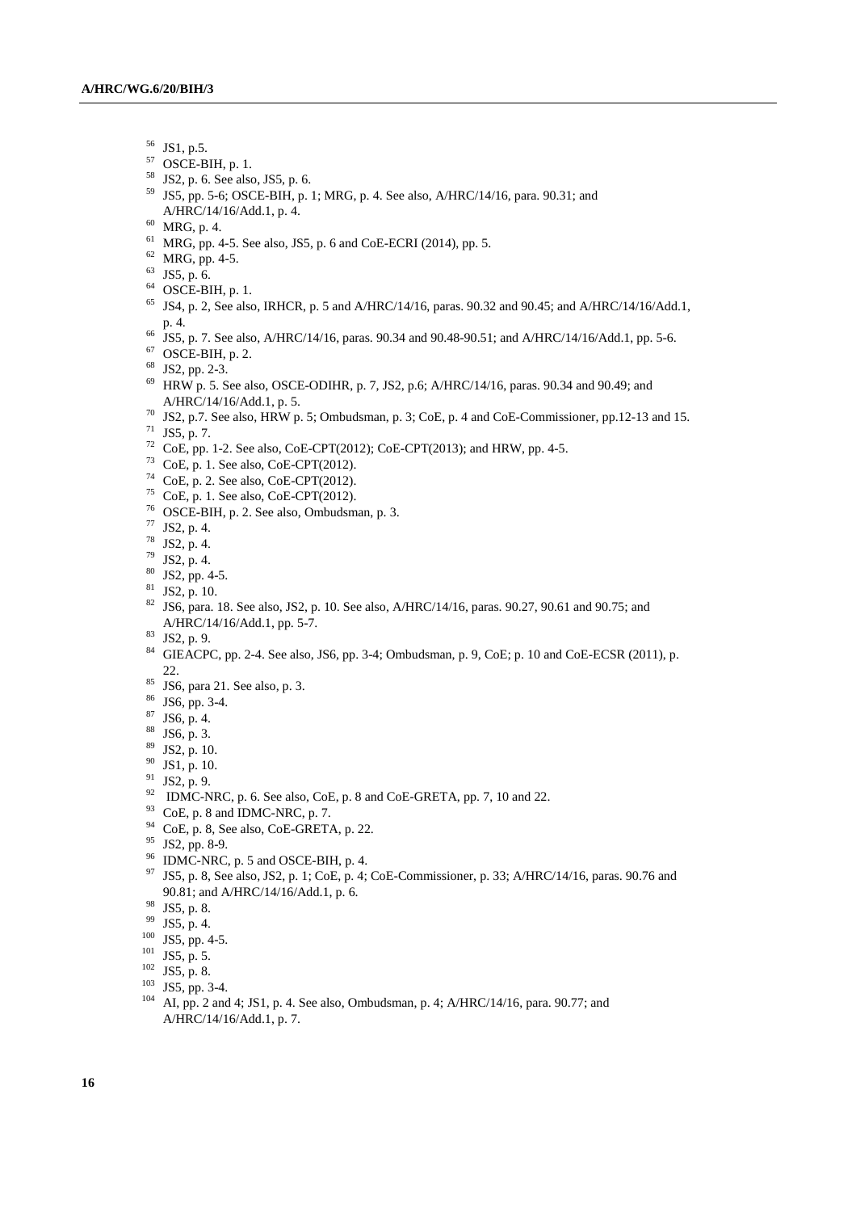[56] JS1, p.5.

[57] OSCE-BIH, p. 1.

[58] JS2, p. 6. See also, JS5, p. 6.

[59] JS5, pp. 5-6; OSCE-BIH, p. 1; MRG, p. 4. See also, A/HRC/14/16, para. 90.31; and A/HRC/14/16/Add.1, p. 4.

[60] MRG, p. 4.

[61] MRG, pp. 4-5. See also, JS5, p. 6 and CoE-ECRI (2014), pp. 5.

[62] MRG, pp. 4-5.

[63] JS5, p. 6.

[64] OSCE-BIH, p. 1.

[65] JS4, p. 2, See also, IRHCR, p. 5 and A/HRC/14/16, paras. 90.32 and 90.45; and A/HRC/14/16/Add.1, p. 4.

[66] JS5, p. 7. See also, A/HRC/14/16, paras. 90.34 and 90.48-90.51; and A/HRC/14/16/Add.1, pp. 5-6.

[67] OSCE-BIH, p. 2.

[68] JS2, pp. 2-3.

[69] HRW p. 5. See also, OSCE-ODIHR, p. 7, JS2, p.6; A/HRC/14/16, paras. 90.34 and 90.49; and A/HRC/14/16/Add.1, p. 5.

[70] JS2, p.7. See also, HRW p. 5; Ombudsman, p. 3; CoE, p. 4 and CoE-Commissioner, pp.12-13 and 15.

[71] JS5, p. 7.

[72] CoE, pp. 1-2. See also, CoE-CPT(2012); CoE-CPT(2013); and HRW, pp. 4-5.

[73] CoE, p. 1. See also, CoE-CPT(2012).

[74] CoE, p. 2. See also, CoE-CPT(2012).

[75] CoE, p. 1. See also, CoE-CPT(2012).

[76] OSCE-BIH, p. 2. See also, Ombudsman, p. 3.

[77] JS2, p. 4.

[78] JS2, p. 4.

[79] JS2, p. 4.

[80] JS2, pp. 4-5.

[81] JS2, p. 10.

[82] JS6, para. 18. See also, JS2, p. 10. See also, A/HRC/14/16, paras. 90.27, 90.61 and 90.75; and A/HRC/14/16/Add.1, pp. 5-7.

[83] JS2, p. 9.

[84] GIEACPC, pp. 2-4. See also, JS6, pp. 3-4; Ombudsman, p. 9, CoE; p. 10 and CoE-ECSR (2011), p. 22.

[85] JS6, para 21. See also, p. 3.

[86] JS6, pp. 3-4.

[87] JS6, p. 4.

[88] JS6, p. 3.

[89] JS2, p. 10.

[90] JS1, p. 10.

[91] JS2, p. 9.

[92] IDMC-NRC, p. 6. See also, CoE, p. 8 and CoE-GRETA, pp. 7, 10 and 22.

[93] CoE, p. 8 and IDMC-NRC, p. 7.

[94] CoE, p. 8, See also, CoE-GRETA, p. 22.

[95] JS2, pp. 8-9.

[96] IDMC-NRC, p. 5 and OSCE-BIH, p. 4.

[97] JS5, p. 8, See also, JS2, p. 1; CoE, p. 4; CoE-Commissioner, p. 33; A/HRC/14/16, paras. 90.76 and 90.81; and A/HRC/14/16/Add.1, p. 6.

[98] JS5, p. 8.

[99] JS5, p. 4.

[100] JS5, pp. 4-5.

[101] JS5, p. 5.

[102] JS5, p. 8.

[103] JS5, pp. 3-4.

[104] AI, pp. 2 and 4; JS1, p. 4. See also, Ombudsman, p. 4; A/HRC/14/16, para. 90.77; and A/HRC/14/16/Add.1, p. 7.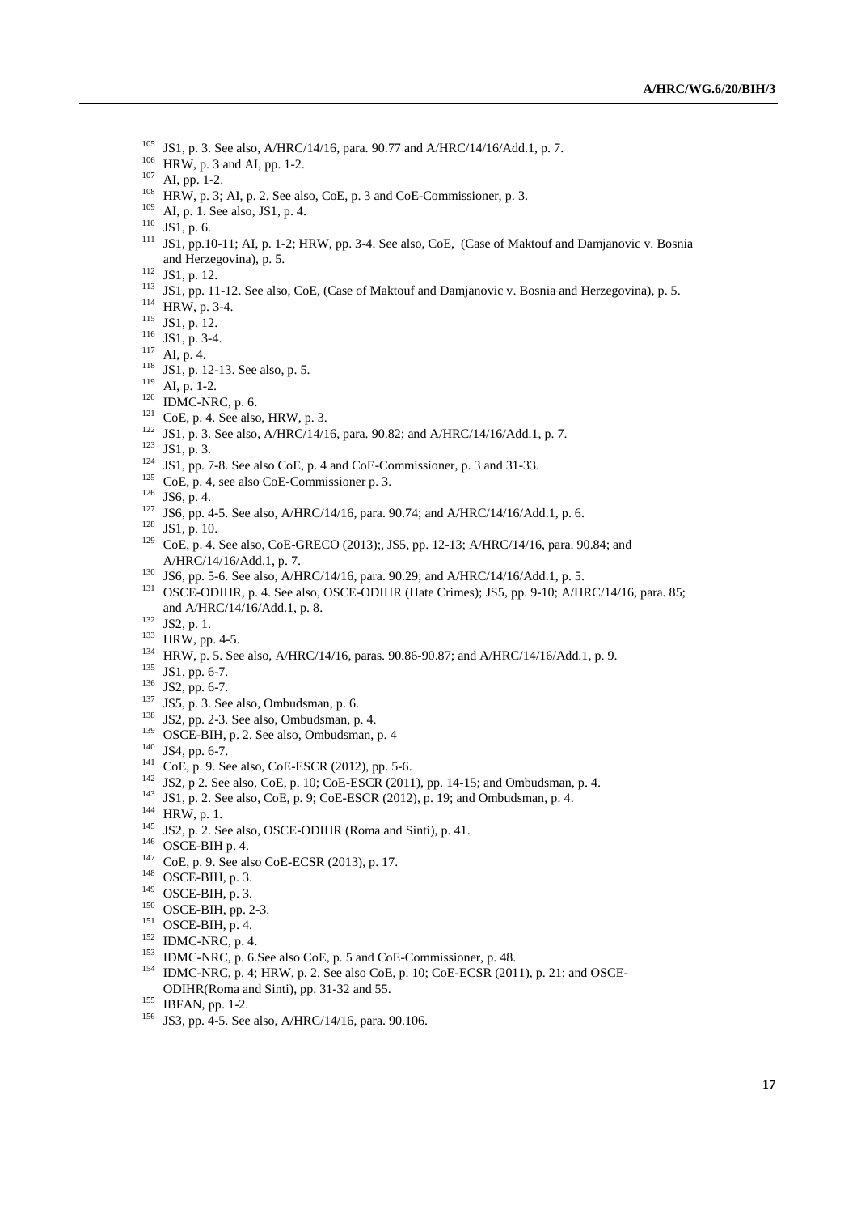[105] JS1, p. 3. See also, A/HRC/14/16, para. 90.77 and A/HRC/14/16/Add.1, p. 7.

[106] HRW, p. 3 and AI, pp. 1-2.

[107] AI, pp. 1-2.

[108] HRW, p. 3; AI, p. 2. See also, CoE, p. 3 and CoE-Commissioner, p. 3.

[109] AI, p. 1. See also, JS1, p. 4.

[110] JS1, p. 6.

[111] JS1, pp.10-11; AI, p. 1-2; HRW, pp. 3-4. See also, CoE, (Case of Maktouf and Damjanovic v. Bosnia and Herzegovina), p. 5.

[112] JS1, p. 12.

[113] JS1, pp. 11-12. See also, CoE, (Case of Maktouf and Damjanovic v. Bosnia and Herzegovina), p. 5.

[114] HRW, p. 3-4.

[115] JS1, p. 12.

[116] JS1, p. 3-4.

[117] AI, p. 4.

[118] JS1, p. 12-13. See also, p. 5.

[119] AI, p. 1-2.

[120] IDMC-NRC, p. 6.

[121] CoE, p. 4. See also, HRW, p. 3.

[122] JS1, p. 3. See also, A/HRC/14/16, para. 90.82; and A/HRC/14/16/Add.1, p. 7.

[123] JS1, p. 3.

[124] JS1, pp. 7-8. See also CoE, p. 4 and CoE-Commissioner, p. 3 and 31-33.

[125] CoE, p. 4, see also CoE-Commissioner p. 3.

[126] JS6, p. 4.

[127] JS6, pp. 4-5. See also, A/HRC/14/16, para. 90.74; and A/HRC/14/16/Add.1, p. 6.

[128] JS1, p. 10.

[129] CoE, p. 4. See also, CoE-GRECO (2013);, JS5, pp. 12-13; A/HRC/14/16, para. 90.84; and A/HRC/14/16/Add.1, p. 7.

[130] JS6, pp. 5-6. See also, A/HRC/14/16, para. 90.29; and A/HRC/14/16/Add.1, p. 5.

[131] OSCE-ODIHR, p. 4. See also, OSCE-ODIHR (Hate Crimes); JS5, pp. 9-10; A/HRC/14/16, para. 85; and A/HRC/14/16/Add.1, p. 8.

[132] JS2, p. 1.

[133] HRW, pp. 4-5.

[134] HRW, p. 5. See also, A/HRC/14/16, paras. 90.86-90.87; and A/HRC/14/16/Add.1, p. 9.

[135] JS1, pp. 6-7.

[136] JS2, pp. 6-7.

[137] JS5, p. 3. See also, Ombudsman, p. 6.

[138] JS2, pp. 2-3. See also, Ombudsman, p. 4.

[139] OSCE-BIH, p. 2. See also, Ombudsman, p. 4

[140] JS4, pp. 6-7.

[141] CoE, p. 9. See also, CoE-ESCR (2012), pp. 5-6.

[142] JS2, p 2. See also, CoE, p. 10; CoE-ESCR (2011), pp. 14-15; and Ombudsman, p. 4.

[143] JS1, p. 2. See also, CoE, p. 9; CoE-ESCR (2012), p. 19; and Ombudsman, p. 4.

[144] HRW, p. 1.

[145] JS2, p. 2. See also, OSCE-ODIHR (Roma and Sinti), p. 41.

[146] OSCE-BIH p. 4.

[147] CoE, p. 9. See also CoE-ECSR (2013), p. 17.

[148] OSCE-BIH, p. 3.

[149] OSCE-BIH, p. 3.

[150] OSCE-BIH, pp. 2-3.

[151] OSCE-BIH, p. 4.

[152] IDMC-NRC, p. 4.

[153] IDMC-NRC, p. 6.See also CoE, p. 5 and CoE-Commissioner, p. 48.

[154] IDMC-NRC, p. 4; HRW, p. 2. See also CoE, p. 10; CoE-ECSR (2011), p. 21; and OSCE-ODIHR(Roma and Sinti), pp. 31-32 and 55.

[155] IBFAN, pp. 1-2.

[156] JS3, pp. 4-5. See also, A/HRC/14/16, para. 90.106.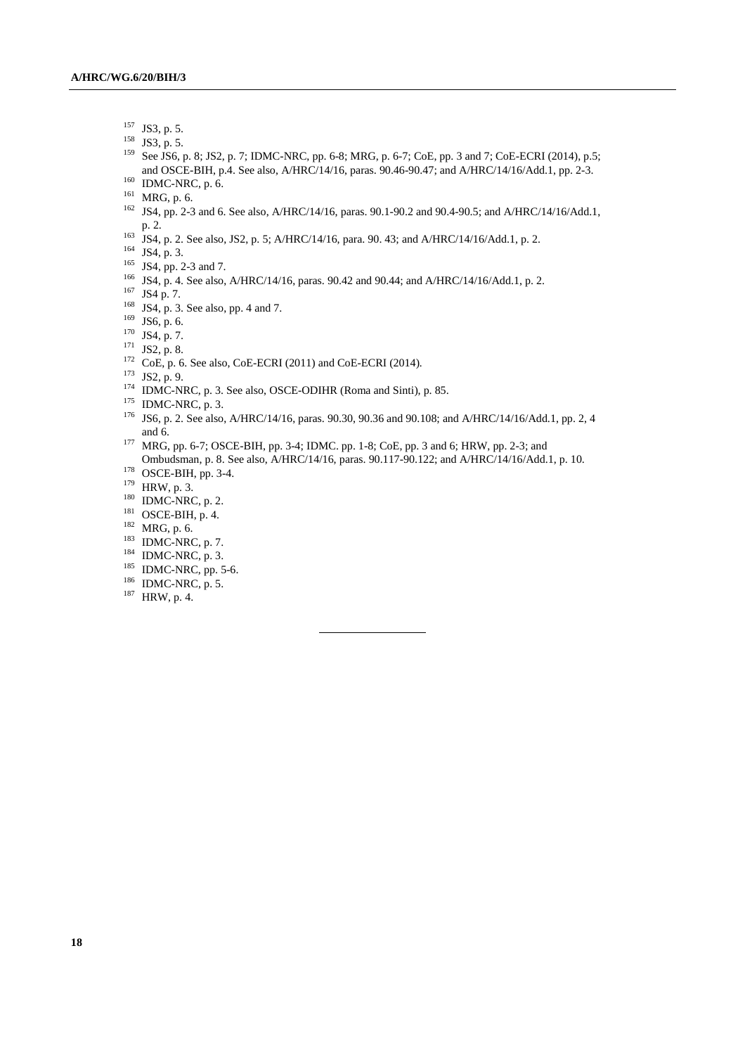[157] JS3, p. 5.

[158] JS3, p. 5.

[159] See JS6, p. 8; JS2, p. 7; IDMC-NRC, pp. 6-8; MRG, p. 6-7; CoE, pp. 3 and 7; CoE-ECRI (2014), p.5; and OSCE-BIH, p.4. See also, A/HRC/14/16, paras. 90.46-90.47; and A/HRC/14/16/Add.1, pp. 2-3.

[160] IDMC-NRC, p. 6.

[161] MRG, p. 6.

[162] JS4, pp. 2-3 and 6. See also, A/HRC/14/16, paras. 90.1-90.2 and 90.4-90.5; and A/HRC/14/16/Add.1, p. 2.

[163] JS4, p. 2. See also, JS2, p. 5; A/HRC/14/16, para. 90. 43; and A/HRC/14/16/Add.1, p. 2.

[164] JS4, p. 3.

[165] JS4, pp. 2-3 and 7.

[166] JS4, p. 4. See also, A/HRC/14/16, paras. 90.42 and 90.44; and A/HRC/14/16/Add.1, p. 2.

[167] JS4 p. 7.

[168] JS4, p. 3. See also, pp. 4 and 7.

[169] JS6, p. 6.

[170] JS4, p. 7.

[171] JS2, p. 8.

[172] CoE, p. 6. See also, CoE-ECRI (2011) and CoE-ECRI (2014).

[173] JS2, p. 9.

[174] IDMC-NRC, p. 3. See also, OSCE-ODIHR (Roma and Sinti), p. 85.

[175] IDMC-NRC, p. 3.

[176] JS6, p. 2. See also, A/HRC/14/16, paras. 90.30, 90.36 and 90.108; and A/HRC/14/16/Add.1, pp. 2, 4 and 6.

[177] MRG, pp. 6-7; OSCE-BIH, pp. 3-4; IDMC. pp. 1-8; CoE, pp. 3 and 6; HRW, pp. 2-3; and Ombudsman, p. 8. See also, A/HRC/14/16, paras. 90.117-90.122; and A/HRC/14/16/Add.1, p. 10.

[178] OSCE-BIH, pp. 3-4.

[179] HRW, p. 3.

[180] IDMC-NRC, p. 2.

[181] OSCE-BIH, p. 4.

[182] MRG, p. 6.

[183] IDMC-NRC, p. 7.

[184] IDMC-NRC, p. 3.

[185] IDMC-NRC, pp. 5-6.

[186] IDMC-NRC, p. 5.

[187] HRW, p. 4.